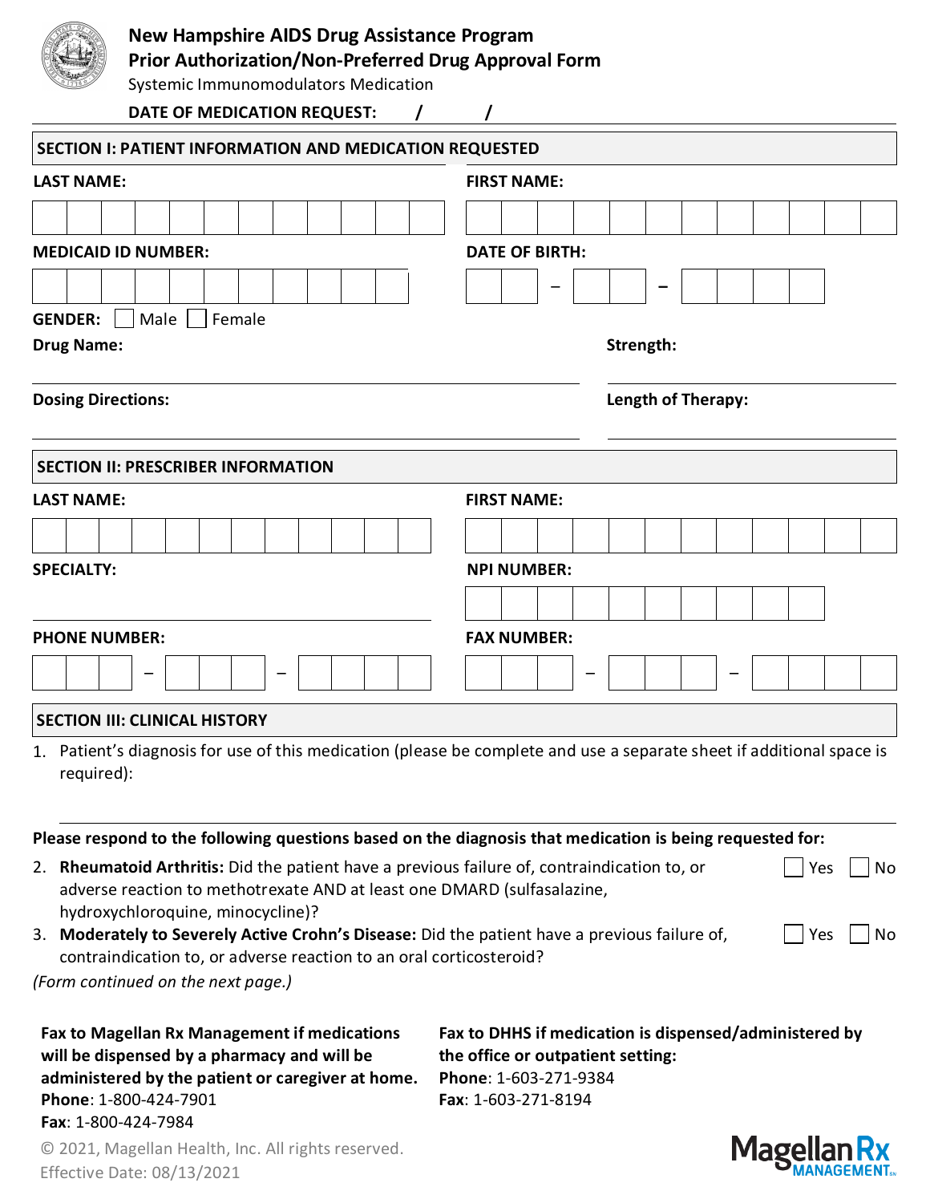# New Hampshire AIDS Drug Assistance Program
## Prior Authorization/Non-Preferred Drug Approval Form

Systemic Immunomodulators Medication

**DATE OF MEDICATION REQUEST:** / /

## SECTION I: PATIENT INFORMATION AND MEDICATION REQUESTED

**LAST NAME:**

**FIRST NAME:**

**MEDICAID ID NUMBER:**

**DATE OF BIRTH:** – –

**GENDER:** ☐ Male ☐ Female

**Drug Name:**

**Strength:**

**Dosing Directions:**

**Length of Therapy:**

## SECTION II: PRESCRIBER INFORMATION

**LAST NAME:**

**FIRST NAME:**

**SPECIALTY:**

**NPI NUMBER:**

**PHONE NUMBER:** – –

**FAX NUMBER:** – –

## SECTION III: CLINICAL HISTORY

1. Patient's diagnosis for use of this medication (please be complete and use a separate sheet if additional space is required):

**Please respond to the following questions based on the diagnosis that medication is being requested for:**

2. **Rheumatoid Arthritis:** Did the patient have a previous failure of, contraindication to, or adverse reaction to methotrexate AND at least one DMARD (sulfasalazine, hydroxychloroquine, minocycline)? ☐ Yes ☐ No
3. **Moderately to Severely Active Crohn's Disease:** Did the patient have a previous failure of, contraindication to, or adverse reaction to an oral corticosteroid? ☐ Yes ☐ No

*(Form continued on the next page.)*

**Fax to Magellan Rx Management if medications will be dispensed by a pharmacy and will be administered by the patient or caregiver at home.**
**Phone**: 1-800-424-7901
**Fax**: 1-800-424-7984

**Fax to DHHS if medication is dispensed/administered by the office or outpatient setting:**
**Phone**: 1-603-271-9384
**Fax**: 1-603-271-8194

© 2021, Magellan Health, Inc. All rights reserved.
Effective Date: 08/13/2021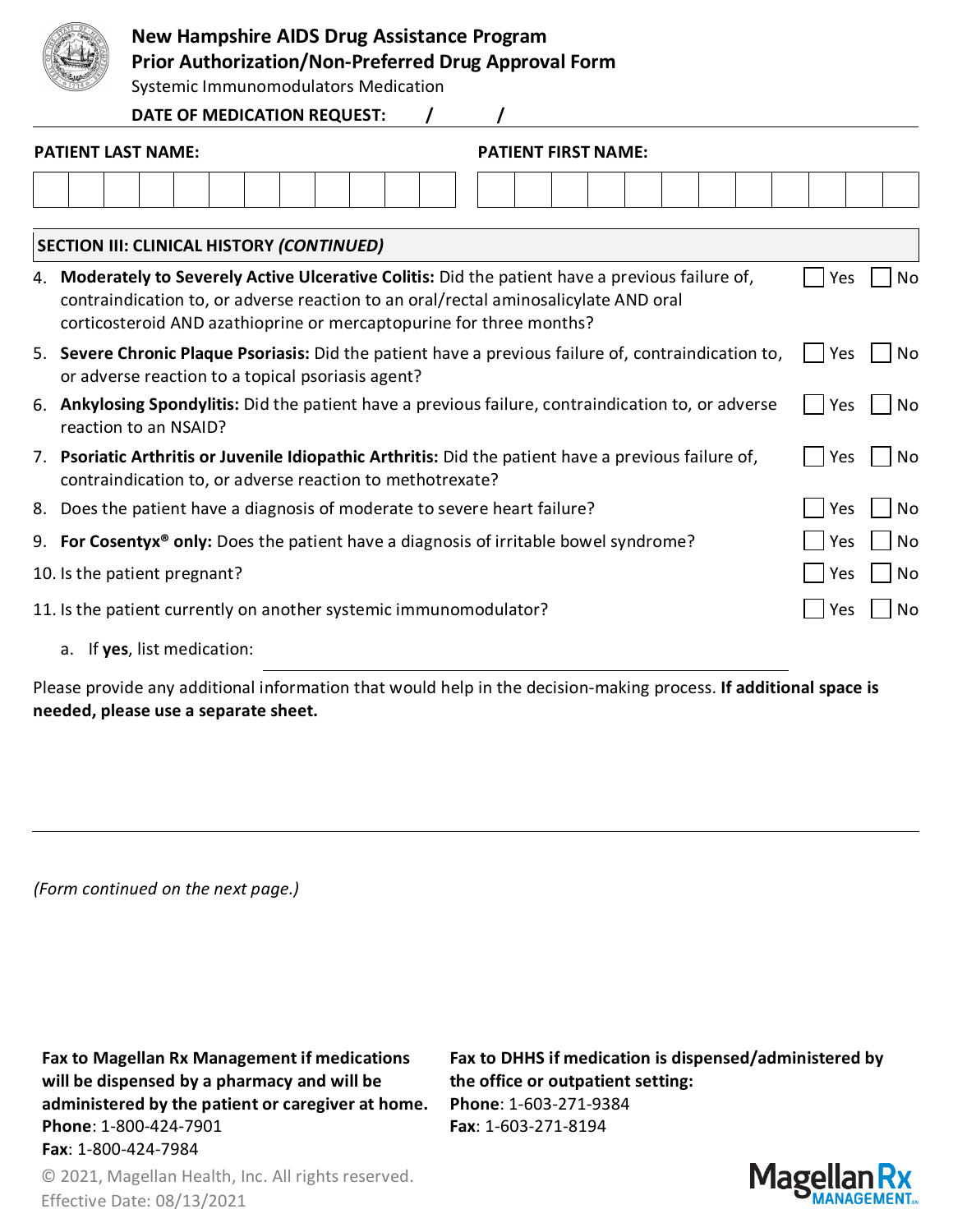**New Hampshire AIDS Drug Assistance Program**
**Prior Authorization/Non-Preferred Drug Approval Form**
Systemic Immunomodulators Medication

**DATE OF MEDICATION REQUEST:** / /

**PATIENT LAST NAME:**

**PATIENT FIRST NAME:**

## SECTION III: CLINICAL HISTORY *(CONTINUED)*

4. **Moderately to Severely Active Ulcerative Colitis:** Did the patient have a previous failure of, contraindication to, or adverse reaction to an oral/rectal aminosalicylate AND oral corticosteroid AND azathioprine or mercaptopurine for three months? ☐ Yes ☐ No
5. **Severe Chronic Plaque Psoriasis:** Did the patient have a previous failure of, contraindication to, or adverse reaction to a topical psoriasis agent? ☐ Yes ☐ No
6. **Ankylosing Spondylitis:** Did the patient have a previous failure, contraindication to, or adverse reaction to an NSAID? ☐ Yes ☐ No
7. **Psoriatic Arthritis or Juvenile Idiopathic Arthritis:** Did the patient have a previous failure of, contraindication to, or adverse reaction to methotrexate? ☐ Yes ☐ No
8. Does the patient have a diagnosis of moderate to severe heart failure? ☐ Yes ☐ No
9. **For Cosentyx® only:** Does the patient have a diagnosis of irritable bowel syndrome? ☐ Yes ☐ No
10. Is the patient pregnant? ☐ Yes ☐ No
11. Is the patient currently on another systemic immunomodulator? ☐ Yes ☐ No
    a. If **yes**, list medication: ______________________

Please provide any additional information that would help in the decision-making process. **If additional space is needed, please use a separate sheet.**

*(Form continued on the next page.)*

**Fax to Magellan Rx Management if medications will be dispensed by a pharmacy and will be administered by the patient or caregiver at home.**
**Phone**: 1-800-424-7901
**Fax**: 1-800-424-7984

**Fax to DHHS if medication is dispensed/administered by the office or outpatient setting:**
**Phone**: 1-603-271-9384
**Fax**: 1-603-271-8194

© 2021, Magellan Health, Inc. All rights reserved.
Effective Date: 08/13/2021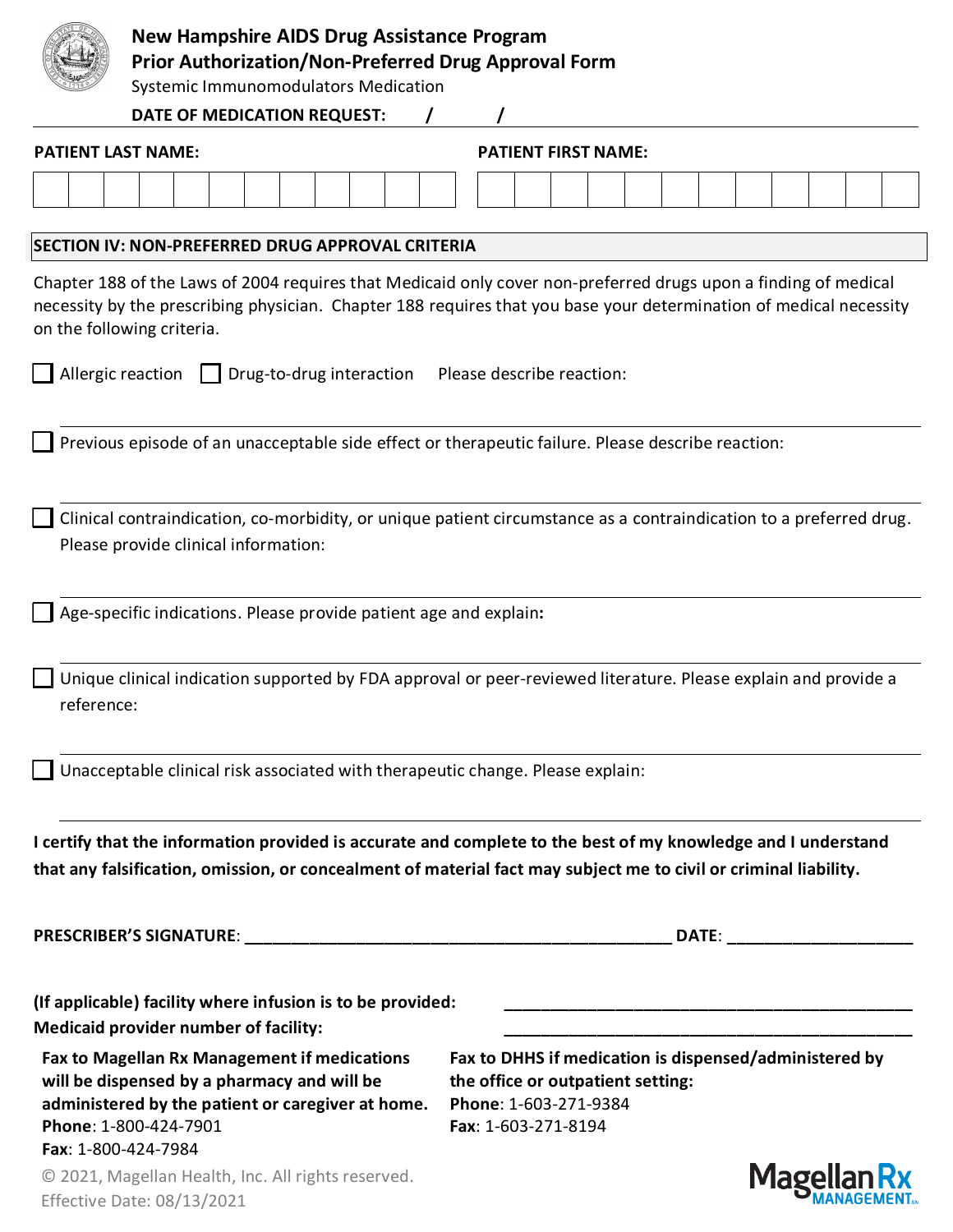**New Hampshire AIDS Drug Assistance Program**
**Prior Authorization/Non-Preferred Drug Approval Form**
Systemic Immunomodulators Medication

**DATE OF MEDICATION REQUEST:** / /

**PATIENT LAST NAME:** | **PATIENT FIRST NAME:**

| | | | | | | | | | | | |
|---|---|---|---|---|---|---|---|---|---|---|---|
| | | | | | | | | | | | |

| | | | | | | | | | | | |
|---|---|---|---|---|---|---|---|---|---|---|---|
| | | | | | | | | | | | |

## SECTION IV: NON-PREFERRED DRUG APPROVAL CRITERIA

Chapter 188 of the Laws of 2004 requires that Medicaid only cover non-preferred drugs upon a finding of medical necessity by the prescribing physician. Chapter 188 requires that you base your determination of medical necessity on the following criteria.

☐ Allergic reaction ☐ Drug-to-drug interaction Please describe reaction:

☐ Previous episode of an unacceptable side effect or therapeutic failure. Please describe reaction:

☐ Clinical contraindication, co-morbidity, or unique patient circumstance as a contraindication to a preferred drug. Please provide clinical information:

☐ Age-specific indications. Please provide patient age and explain**:**

☐ Unique clinical indication supported by FDA approval or peer-reviewed literature. Please explain and provide a reference:

☐ Unacceptable clinical risk associated with therapeutic change. Please explain:

**I certify that the information provided is accurate and complete to the best of my knowledge and I understand that any falsification, omission, or concealment of material fact may subject me to civil or criminal liability.**

**PRESCRIBER'S SIGNATURE**: ______________________________________________ **DATE**: ____________________

**(If applicable) facility where infusion is to be provided:** ______________________________________________

**Medicaid provider number of facility:** ______________________________________________

**Fax to Magellan Rx Management if medications will be dispensed by a pharmacy and will be administered by the patient or caregiver at home.**
**Phone**: 1-800-424-7901
**Fax**: 1-800-424-7984

**Fax to DHHS if medication is dispensed/administered by the office or outpatient setting:**
**Phone**: 1-603-271-9384
**Fax**: 1-603-271-8194

© 2021, Magellan Health, Inc. All rights reserved.
Effective Date: 08/13/2021

Magellan Rx MANAGEMENT